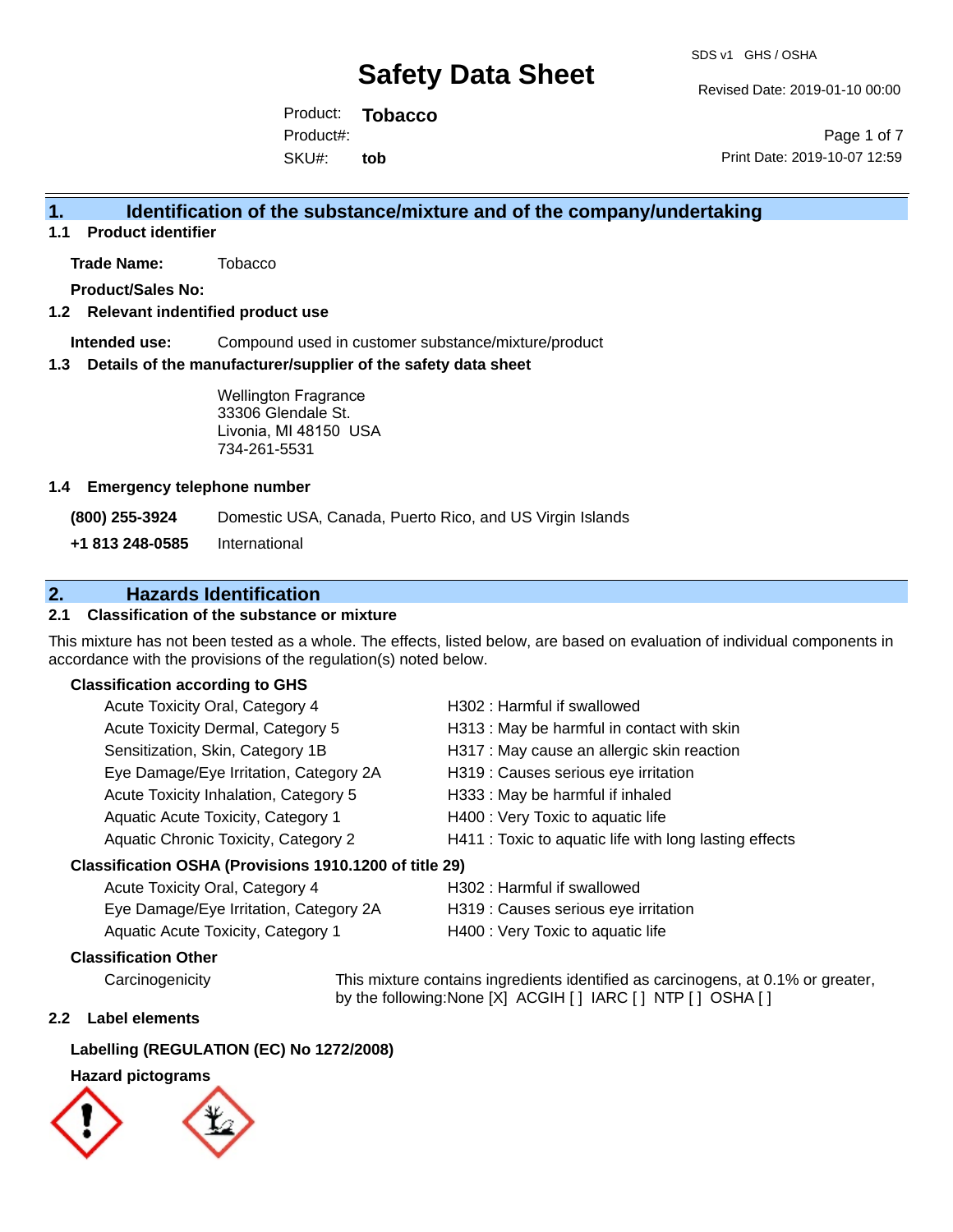# Safety Data Sheet

SDS v1 GHS / OSHA

Revised Date: 2019-01-10 00:00

Product: **Tobacco**
Product#:
SKU#: **tob**

Print Date: 2019-10-07 12:59

## 1. Identification of the substance/mixture and of the company/undertaking

### 1.1 Product identifier

**Trade Name:** Tobacco

**Product/Sales No:**

### 1.2 Relevant indentified product use

**Intended use:** Compound used in customer substance/mixture/product

### 1.3 Details of the manufacturer/supplier of the safety data sheet

Wellington Fragrance
33306 Glendale St.
Livonia, MI 48150 USA
734-261-5531

### 1.4 Emergency telephone number

**(800) 255-3924** Domestic USA, Canada, Puerto Rico, and US Virgin Islands

**+1 813 248-0585** International

## 2. Hazards Identification

### 2.1 Classification of the substance or mixture

This mixture has not been tested as a whole. The effects, listed below, are based on evaluation of individual components in accordance with the provisions of the regulation(s) noted below.

**Classification according to GHS**

| | |
|---|---|
| Acute Toxicity Oral, Category 4 | H302 : Harmful if swallowed |
| Acute Toxicity Dermal, Category 5 | H313 : May be harmful in contact with skin |
| Sensitization, Skin, Category 1B | H317 : May cause an allergic skin reaction |
| Eye Damage/Eye Irritation, Category 2A | H319 : Causes serious eye irritation |
| Acute Toxicity Inhalation, Category 5 | H333 : May be harmful if inhaled |
| Aquatic Acute Toxicity, Category 1 | H400 : Very Toxic to aquatic life |
| Aquatic Chronic Toxicity, Category 2 | H411 : Toxic to aquatic life with long lasting effects |

**Classification OSHA (Provisions 1910.1200 of title 29)**

| | |
|---|---|
| Acute Toxicity Oral, Category 4 | H302 : Harmful if swallowed |
| Eye Damage/Eye Irritation, Category 2A | H319 : Causes serious eye irritation |
| Aquatic Acute Toxicity, Category 1 | H400 : Very Toxic to aquatic life |

**Classification Other**

Carcinogenicity: This mixture contains ingredients identified as carcinogens, at 0.1% or greater, by the following:None [X] ACGIH [ ] IARC [ ] NTP [ ] OSHA [ ]

### 2.2 Label elements

**Labelling (REGULATION (EC) No 1272/2008)**

**Hazard pictograms**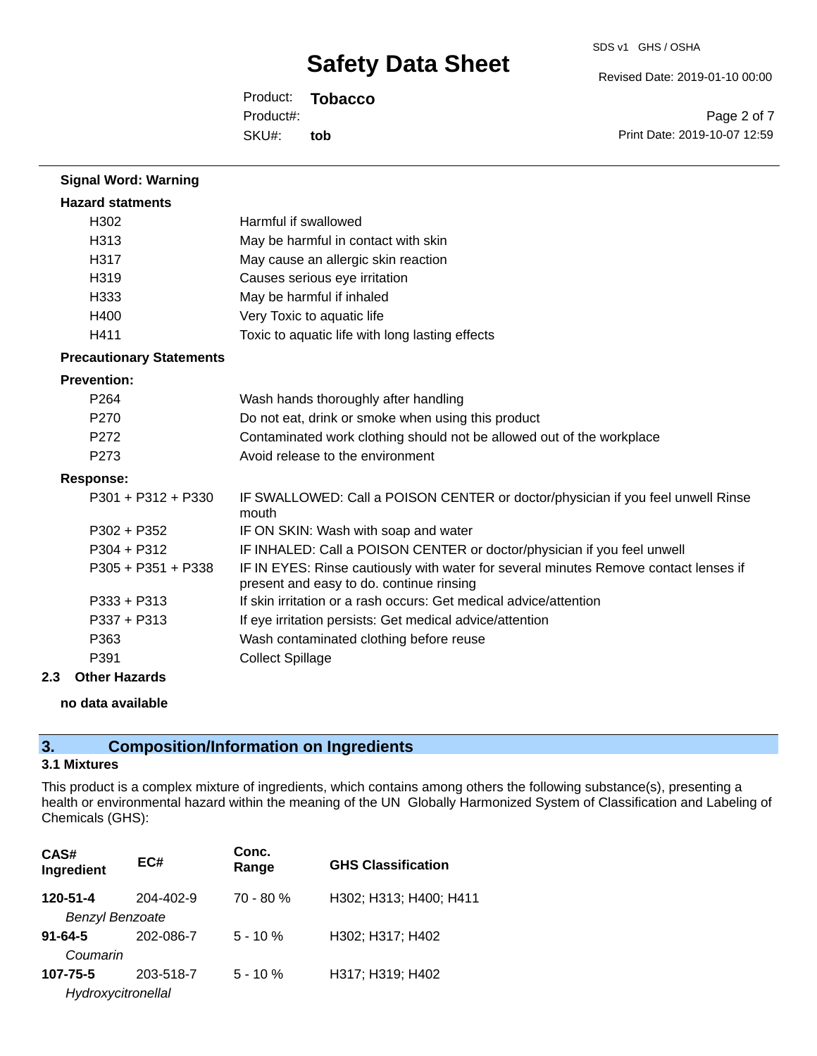**Signal Word: Warning**

**Hazard statments**

| | |
|---|---|
| H302 | Harmful if swallowed |
| H313 | May be harmful in contact with skin |
| H317 | May cause an allergic skin reaction |
| H319 | Causes serious eye irritation |
| H333 | May be harmful if inhaled |
| H400 | Very Toxic to aquatic life |
| H411 | Toxic to aquatic life with long lasting effects |

**Precautionary Statements**

**Prevention:**

| | |
|---|---|
| P264 | Wash hands thoroughly after handling |
| P270 | Do not eat, drink or smoke when using this product |
| P272 | Contaminated work clothing should not be allowed out of the workplace |
| P273 | Avoid release to the environment |

**Response:**

| | |
|---|---|
| P301 + P312 + P330 | IF SWALLOWED: Call a POISON CENTER or doctor/physician if you feel unwell Rinse mouth |
| P302 + P352 | IF ON SKIN: Wash with soap and water |
| P304 + P312 | IF INHALED: Call a POISON CENTER or doctor/physician if you feel unwell |
| P305 + P351 + P338 | IF IN EYES: Rinse cautiously with water for several minutes Remove contact lenses if present and easy to do. continue rinsing |
| P333 + P313 | If skin irritation or a rash occurs: Get medical advice/attention |
| P337 + P313 | If eye irritation persists: Get medical advice/attention |
| P363 | Wash contaminated clothing before reuse |
| P391 | Collect Spillage |

### 2.3 Other Hazards

**no data available**

## 3. Composition/Information on Ingredients

### 3.1 Mixtures

This product is a complex mixture of ingredients, which contains among others the following substance(s), presenting a health or environmental hazard within the meaning of the UN Globally Harmonized System of Classification and Labeling of Chemicals (GHS):

| CAS# Ingredient | EC# | Conc. Range | GHS Classification |
|---|---|---|---|
| **120-51-4** *Benzyl Benzoate* | 204-402-9 | 70 - 80 % | H302; H313; H400; H411 |
| **91-64-5** *Coumarin* | 202-086-7 | 5 - 10 % | H302; H317; H402 |
| **107-75-5** *Hydroxycitronellal* | 203-518-7 | 5 - 10 % | H317; H319; H402 |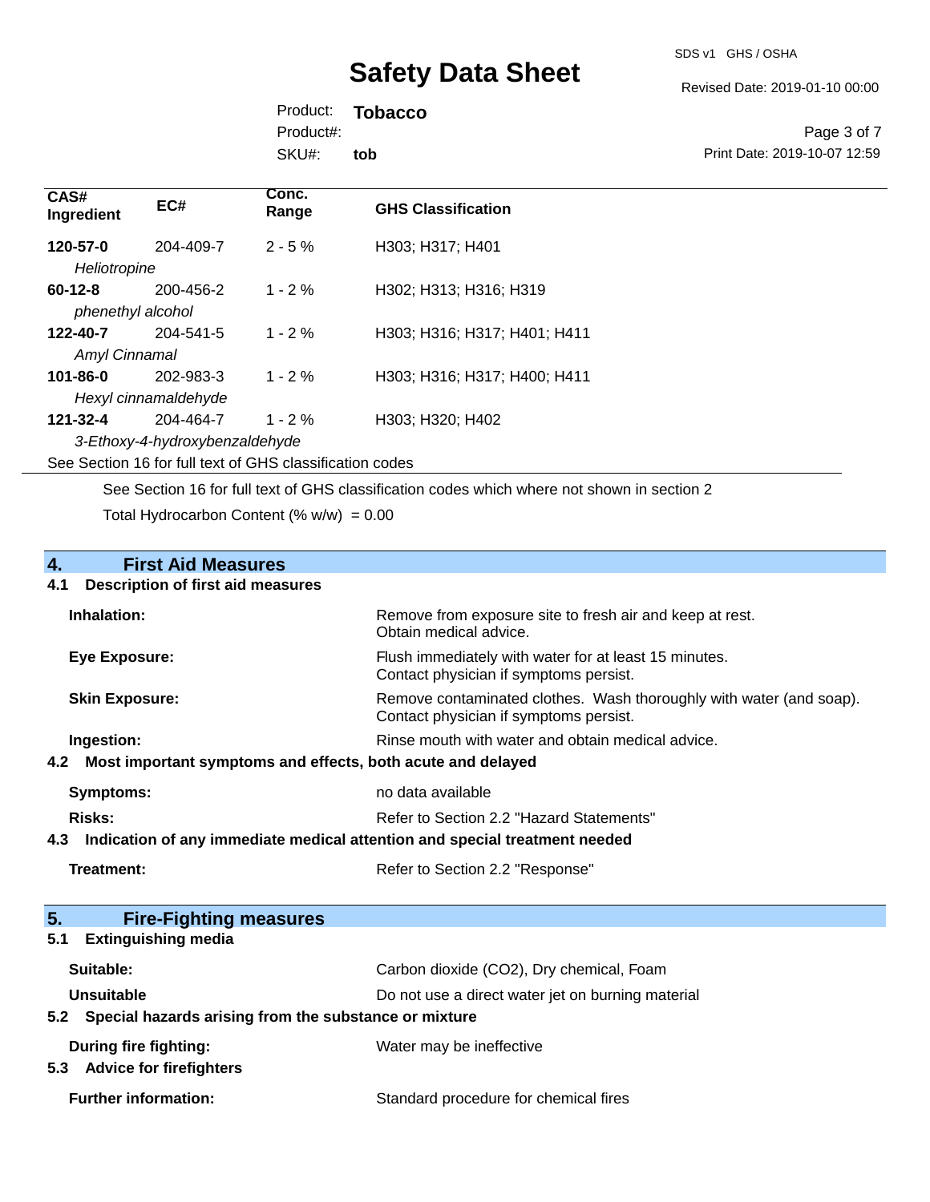| CAS# Ingredient | EC# | Conc. Range | GHS Classification |
|---|---|---|---|
| **120-57-0** *Heliotropine* | 204-409-7 | 2 - 5 % | H303; H317; H401 |
| **60-12-8** *phenethyl alcohol* | 200-456-2 | 1 - 2 % | H302; H313; H316; H319 |
| **122-40-7** *Amyl Cinnamal* | 204-541-5 | 1 - 2 % | H303; H316; H317; H401; H411 |
| **101-86-0** *Hexyl cinnamaldehyde* | 202-983-3 | 1 - 2 % | H303; H316; H317; H400; H411 |
| **121-32-4** *3-Ethoxy-4-hydroxybenzaldehyde* | 204-464-7 | 1 - 2 % | H303; H320; H402 |

See Section 16 for full text of GHS classification codes

See Section 16 for full text of GHS classification codes which where not shown in section 2

Total Hydrocarbon Content (% w/w) = 0.00

## 4. First Aid Measures

### 4.1 Description of first aid measures

**Inhalation:** Remove from exposure site to fresh air and keep at rest. Obtain medical advice.

**Eye Exposure:** Flush immediately with water for at least 15 minutes. Contact physician if symptoms persist.

**Skin Exposure:** Remove contaminated clothes. Wash thoroughly with water (and soap). Contact physician if symptoms persist.

**Ingestion:** Rinse mouth with water and obtain medical advice.

### 4.2 Most important symptoms and effects, both acute and delayed

**Symptoms:** no data available

**Risks:** Refer to Section 2.2 "Hazard Statements"

### 4.3 Indication of any immediate medical attention and special treatment needed

**Treatment:** Refer to Section 2.2 "Response"

## 5. Fire-Fighting measures

### 5.1 Extinguishing media

**Suitable:** Carbon dioxide (CO2), Dry chemical, Foam

**Unsuitable** Do not use a direct water jet on burning material

### 5.2 Special hazards arising from the substance or mixture

**During fire fighting:** Water may be ineffective

### 5.3 Advice for firefighters

**Further information:** Standard procedure for chemical fires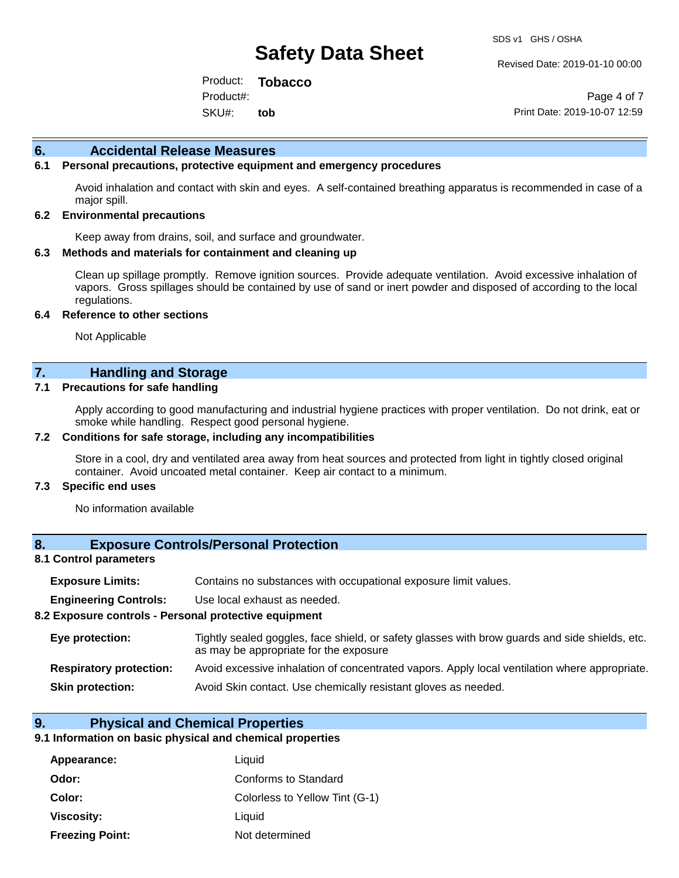## 6. Accidental Release Measures

### 6.1 Personal precautions, protective equipment and emergency procedures

Avoid inhalation and contact with skin and eyes. A self-contained breathing apparatus is recommended in case of a major spill.

### 6.2 Environmental precautions

Keep away from drains, soil, and surface and groundwater.

### 6.3 Methods and materials for containment and cleaning up

Clean up spillage promptly. Remove ignition sources. Provide adequate ventilation. Avoid excessive inhalation of vapors. Gross spillages should be contained by use of sand or inert powder and disposed of according to the local regulations.

### 6.4 Reference to other sections

Not Applicable

## 7. Handling and Storage

### 7.1 Precautions for safe handling

Apply according to good manufacturing and industrial hygiene practices with proper ventilation. Do not drink, eat or smoke while handling. Respect good personal hygiene.

### 7.2 Conditions for safe storage, including any incompatibilities

Store in a cool, dry and ventilated area away from heat sources and protected from light in tightly closed original container. Avoid uncoated metal container. Keep air contact to a minimum.

### 7.3 Specific end uses

No information available

## 8. Exposure Controls/Personal Protection

### 8.1 Control parameters

**Exposure Limits:** Contains no substances with occupational exposure limit values.

**Engineering Controls:** Use local exhaust as needed.

### 8.2 Exposure controls - Personal protective equipment

**Eye protection:** Tightly sealed goggles, face shield, or safety glasses with brow guards and side shields, etc. as may be appropriate for the exposure

**Respiratory protection:** Avoid excessive inhalation of concentrated vapors. Apply local ventilation where appropriate.

**Skin protection:** Avoid Skin contact. Use chemically resistant gloves as needed.

## 9. Physical and Chemical Properties

### 9.1 Information on basic physical and chemical properties

| | |
|---|---|
| **Appearance:** | Liquid |
| **Odor:** | Conforms to Standard |
| **Color:** | Colorless to Yellow Tint (G-1) |
| **Viscosity:** | Liquid |
| **Freezing Point:** | Not determined |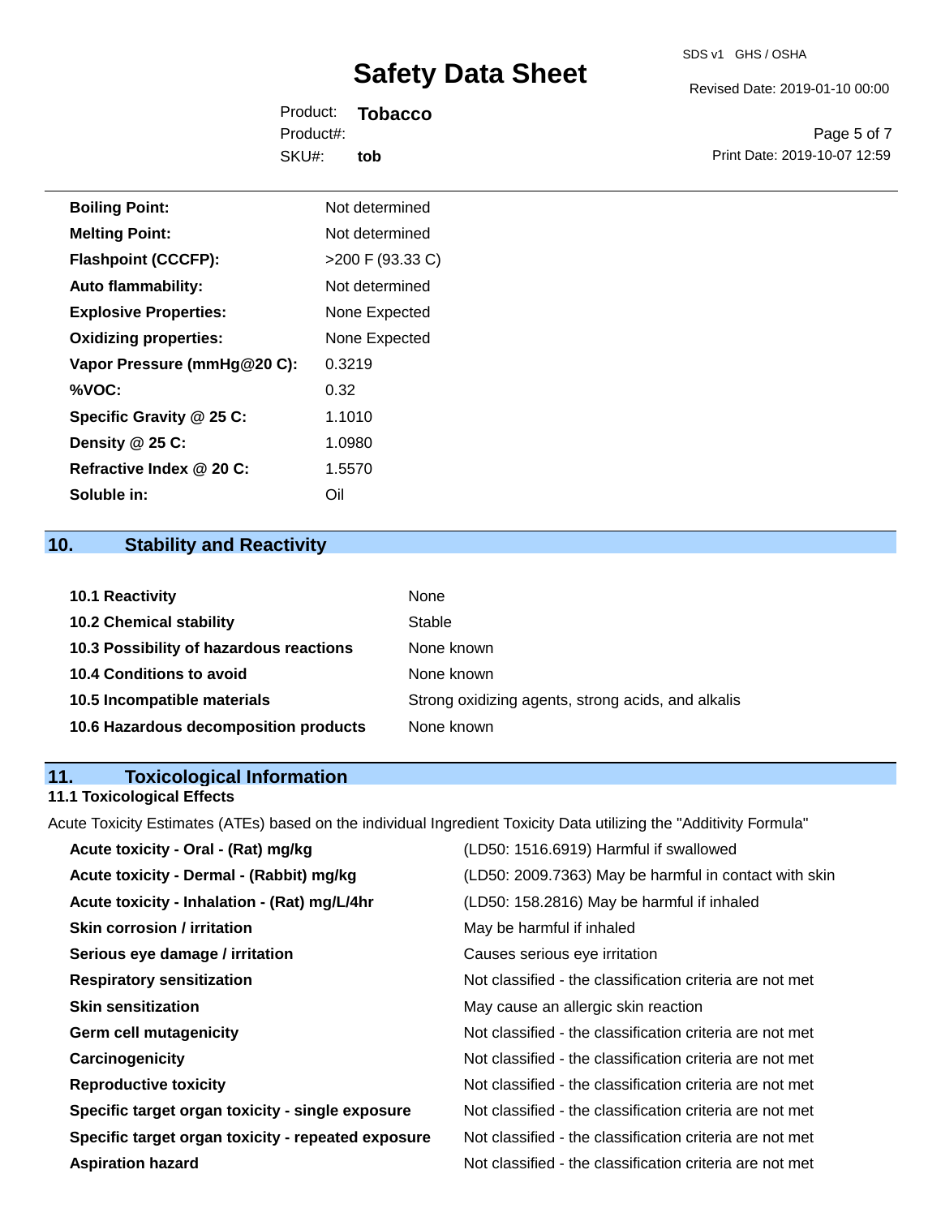| | |
|---|---|
| **Boiling Point:** | Not determined |
| **Melting Point:** | Not determined |
| **Flashpoint (CCCFP):** | >200 F (93.33 C) |
| **Auto flammability:** | Not determined |
| **Explosive Properties:** | None Expected |
| **Oxidizing properties:** | None Expected |
| **Vapor Pressure (mmHg@20 C):** | 0.3219 |
| **%VOC:** | 0.32 |
| **Specific Gravity @ 25 C:** | 1.1010 |
| **Density @ 25 C:** | 1.0980 |
| **Refractive Index @ 20 C:** | 1.5570 |
| **Soluble in:** | Oil |

## 10. Stability and Reactivity

| | |
|---|---|
| **10.1 Reactivity** | None |
| **10.2 Chemical stability** | Stable |
| **10.3 Possibility of hazardous reactions** | None known |
| **10.4 Conditions to avoid** | None known |
| **10.5 Incompatible materials** | Strong oxidizing agents, strong acids, and alkalis |
| **10.6 Hazardous decomposition products** | None known |

## 11. Toxicological Information

### 11.1 Toxicological Effects

Acute Toxicity Estimates (ATEs) based on the individual Ingredient Toxicity Data utilizing the "Additivity Formula"

| | |
|---|---|
| **Acute toxicity - Oral - (Rat) mg/kg** | (LD50: 1516.6919) Harmful if swallowed |
| **Acute toxicity - Dermal - (Rabbit) mg/kg** | (LD50: 2009.7363) May be harmful in contact with skin |
| **Acute toxicity - Inhalation - (Rat) mg/L/4hr** | (LD50: 158.2816) May be harmful if inhaled |
| **Skin corrosion / irritation** | May be harmful if inhaled |
| **Serious eye damage / irritation** | Causes serious eye irritation |
| **Respiratory sensitization** | Not classified - the classification criteria are not met |
| **Skin sensitization** | May cause an allergic skin reaction |
| **Germ cell mutagenicity** | Not classified - the classification criteria are not met |
| **Carcinogenicity** | Not classified - the classification criteria are not met |
| **Reproductive toxicity** | Not classified - the classification criteria are not met |
| **Specific target organ toxicity - single exposure** | Not classified - the classification criteria are not met |
| **Specific target organ toxicity - repeated exposure** | Not classified - the classification criteria are not met |
| **Aspiration hazard** | Not classified - the classification criteria are not met |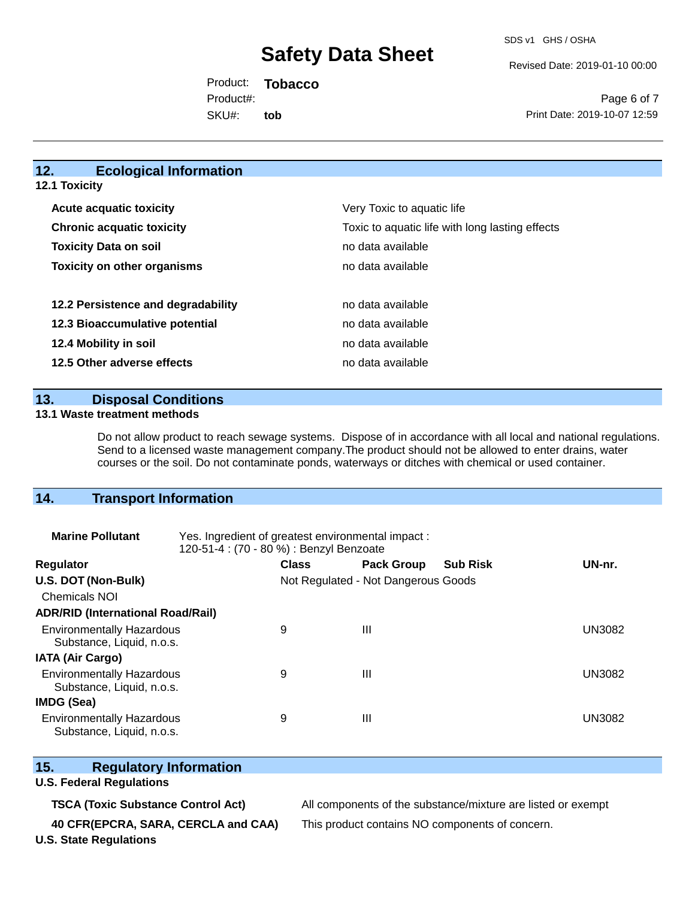## 12. Ecological Information

### 12.1 Toxicity

| | |
|---|---|
| **Acute acquatic toxicity** | Very Toxic to aquatic life |
| **Chronic acquatic toxicity** | Toxic to aquatic life with long lasting effects |
| **Toxicity Data on soil** | no data available |
| **Toxicity on other organisms** | no data available |
| **12.2 Persistence and degradability** | no data available |
| **12.3 Bioaccumulative potential** | no data available |
| **12.4 Mobility in soil** | no data available |
| **12.5 Other adverse effects** | no data available |

## 13. Disposal Conditions

### 13.1 Waste treatment methods

Do not allow product to reach sewage systems. Dispose of in accordance with all local and national regulations. Send to a licensed waste management company.The product should not be allowed to enter drains, water courses or the soil. Do not contaminate ponds, waterways or ditches with chemical or used container.

## 14. Transport Information

**Marine Pollutant** Yes. Ingredient of greatest environmental impact : 120-51-4 : (70 - 80 %) : Benzyl Benzoate

| Regulator | Class | Pack Group | Sub Risk | UN-nr. |
|---|---|---|---|---|
| **U.S. DOT (Non-Bulk)** | Not Regulated - Not Dangerous Goods | | | |
| Chemicals NOI | | | | |
| **ADR/RID (International Road/Rail)** | | | | |
| Environmentally Hazardous Substance, Liquid, n.o.s. | 9 | III | | UN3082 |
| **IATA (Air Cargo)** | | | | |
| Environmentally Hazardous Substance, Liquid, n.o.s. | 9 | III | | UN3082 |
| **IMDG (Sea)** | | | | |
| Environmentally Hazardous Substance, Liquid, n.o.s. | 9 | III | | UN3082 |

## 15. Regulatory Information

**U.S. Federal Regulations**

| | |
|---|---|
| **TSCA (Toxic Substance Control Act)** | All components of the substance/mixture are listed or exempt |
| **40 CFR(EPCRA, SARA, CERCLA and CAA)** | This product contains NO components of concern. |

**U.S. State Regulations**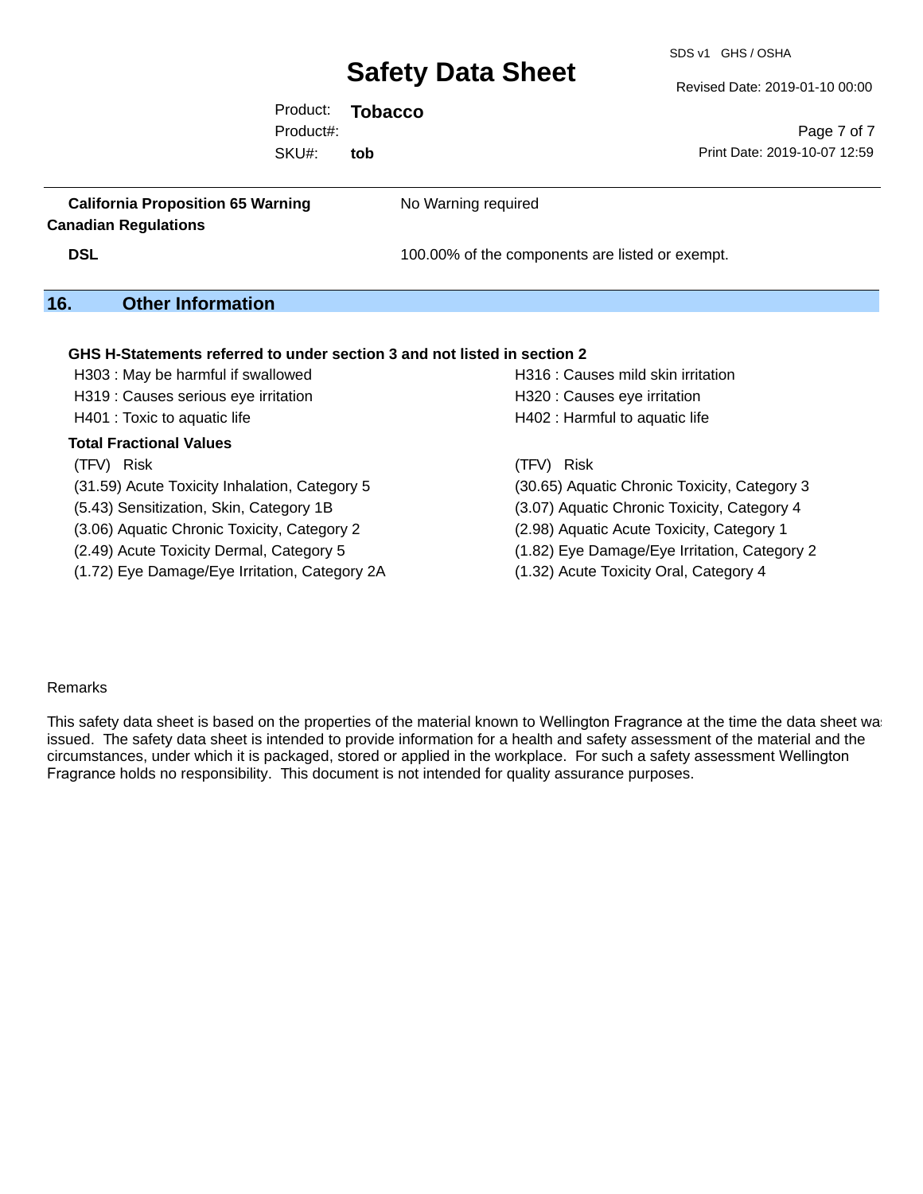**California Proposition 65 Warning** No Warning required

**Canadian Regulations**

**DSL** 100.00% of the components are listed or exempt.

## 16. Other Information

**GHS H-Statements referred to under section 3 and not listed in section 2**

H303 : May be harmful if swallowed
H319 : Causes serious eye irritation
H401 : Toxic to aquatic life
H316 : Causes mild skin irritation
H320 : Causes eye irritation
H402 : Harmful to aquatic life

**Total Fractional Values**

| (TFV) Risk | (TFV) Risk |
|---|---|
| (31.59) Acute Toxicity Inhalation, Category 5 | (30.65) Aquatic Chronic Toxicity, Category 3 |
| (5.43) Sensitization, Skin, Category 1B | (3.07) Aquatic Chronic Toxicity, Category 4 |
| (3.06) Aquatic Chronic Toxicity, Category 2 | (2.98) Aquatic Acute Toxicity, Category 1 |
| (2.49) Acute Toxicity Dermal, Category 5 | (1.82) Eye Damage/Eye Irritation, Category 2 |
| (1.72) Eye Damage/Eye Irritation, Category 2A | (1.32) Acute Toxicity Oral, Category 4 |

Remarks

This safety data sheet is based on the properties of the material known to Wellington Fragrance at the time the data sheet was issued. The safety data sheet is intended to provide information for a health and safety assessment of the material and the circumstances, under which it is packaged, stored or applied in the workplace. For such a safety assessment Wellington Fragrance holds no responsibility. This document is not intended for quality assurance purposes.